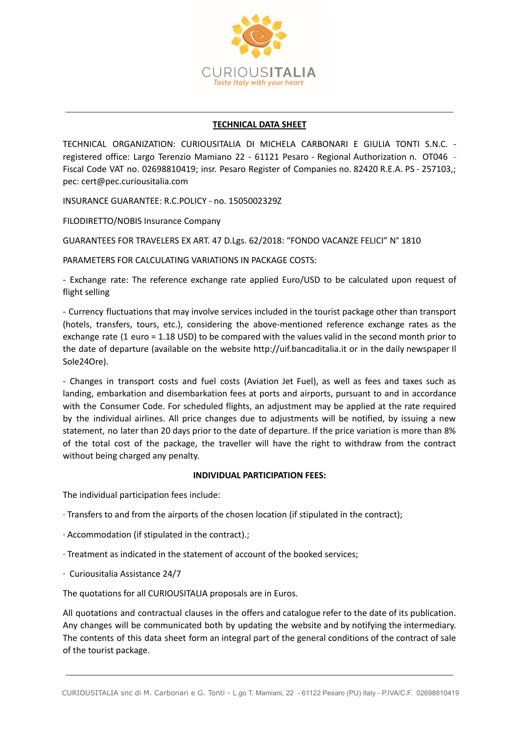CURIOUSITALIA

*Taste Italy with your heart*

## TECHNICAL DATA SHEET

TECHNICAL ORGANIZATION: CURIOUSITALIA DI MICHELA CARBONARI E GIULIA TONTI S.N.C. - registered office: Largo Terenzio Mamiano 22 - 61121 Pesaro - Regional Authorization n. OT046 - Fiscal Code VAT no. 02698810419; insr. Pesaro Register of Companies no. 82420 R.E.A. PS - 257103,; pec: cert@pec.curiousitalia.com

INSURANCE GUARANTEE: R.C.POLICY - no. 1505002329Z

FILODIRETTO/NOBIS Insurance Company

GUARANTEES FOR TRAVELERS EX ART. 47 D.Lgs. 62/2018: "FONDO VACANZE FELICI" N° 1810

PARAMETERS FOR CALCULATING VARIATIONS IN PACKAGE COSTS:

- Exchange rate: The reference exchange rate applied Euro/USD to be calculated upon request of flight selling

- Currency fluctuations that may involve services included in the tourist package other than transport (hotels, transfers, tours, etc.), considering the above-mentioned reference exchange rates as the exchange rate (1 euro = 1.18 USD) to be compared with the values valid in the second month prior to the date of departure (available on the website http://uif.bancaditalia.it or in the daily newspaper Il Sole24Ore).

- Changes in transport costs and fuel costs (Aviation Jet Fuel), as well as fees and taxes such as landing, embarkation and disembarkation fees at ports and airports, pursuant to and in accordance with the Consumer Code. For scheduled flights, an adjustment may be applied at the rate required by the individual airlines. All price changes due to adjustments will be notified, by issuing a new statement, no later than 20 days prior to the date of departure. If the price variation is more than 8% of the total cost of the package, the traveller will have the right to withdraw from the contract without being charged any penalty.

### INDIVIDUAL PARTICIPATION FEES:

The individual participation fees include:

· Transfers to and from the airports of the chosen location (if stipulated in the contract);

· Accommodation (if stipulated in the contract).;

· Treatment as indicated in the statement of account of the booked services;

· Curiousitalia Assistance 24/7

The quotations for all CURIOUSITALIA proposals are in Euros.

All quotations and contractual clauses in the offers and catalogue refer to the date of its publication. Any changes will be communicated both by updating the website and by notifying the intermediary. The contents of this data sheet form an integral part of the general conditions of the contract of sale of the tourist package.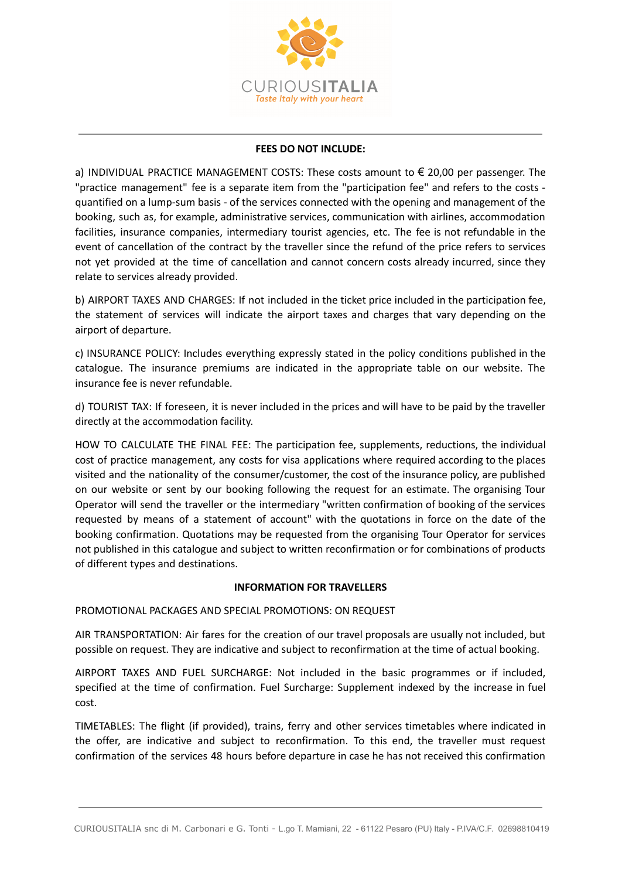## FEES DO NOT INCLUDE:

a) INDIVIDUAL PRACTICE MANAGEMENT COSTS: These costs amount to € 20,00 per passenger. The "practice management" fee is a separate item from the "participation fee" and refers to the costs - quantified on a lump-sum basis - of the services connected with the opening and management of the booking, such as, for example, administrative services, communication with airlines, accommodation facilities, insurance companies, intermediary tourist agencies, etc. The fee is not refundable in the event of cancellation of the contract by the traveller since the refund of the price refers to services not yet provided at the time of cancellation and cannot concern costs already incurred, since they relate to services already provided.

b) AIRPORT TAXES AND CHARGES: If not included in the ticket price included in the participation fee, the statement of services will indicate the airport taxes and charges that vary depending on the airport of departure.

c) INSURANCE POLICY: Includes everything expressly stated in the policy conditions published in the catalogue. The insurance premiums are indicated in the appropriate table on our website. The insurance fee is never refundable.

d) TOURIST TAX: If foreseen, it is never included in the prices and will have to be paid by the traveller directly at the accommodation facility.

HOW TO CALCULATE THE FINAL FEE: The participation fee, supplements, reductions, the individual cost of practice management, any costs for visa applications where required according to the places visited and the nationality of the consumer/customer, the cost of the insurance policy, are published on our website or sent by our booking following the request for an estimate. The organising Tour Operator will send the traveller or the intermediary "written confirmation of booking of the services requested by means of a statement of account" with the quotations in force on the date of the booking confirmation. Quotations may be requested from the organising Tour Operator for services not published in this catalogue and subject to written reconfirmation or for combinations of products of different types and destinations.

## INFORMATION FOR TRAVELLERS

PROMOTIONAL PACKAGES AND SPECIAL PROMOTIONS: ON REQUEST

AIR TRANSPORTATION: Air fares for the creation of our travel proposals are usually not included, but possible on request. They are indicative and subject to reconfirmation at the time of actual booking.

AIRPORT TAXES AND FUEL SURCHARGE: Not included in the basic programmes or if included, specified at the time of confirmation. Fuel Surcharge: Supplement indexed by the increase in fuel cost.

TIMETABLES: The flight (if provided), trains, ferry and other services timetables where indicated in the offer, are indicative and subject to reconfirmation. To this end, the traveller must request confirmation of the services 48 hours before departure in case he has not received this confirmation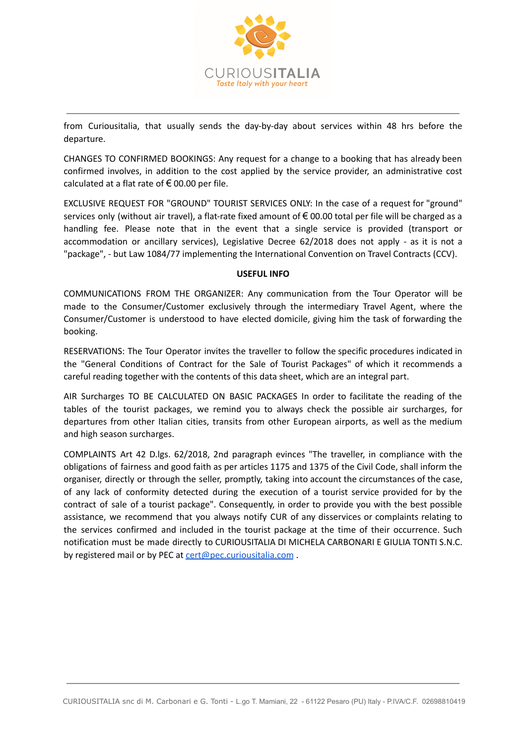from Curiousitalia, that usually sends the day-by-day about services within 48 hrs before the departure.

CHANGES TO CONFIRMED BOOKINGS: Any request for a change to a booking that has already been confirmed involves, in addition to the cost applied by the service provider, an administrative cost calculated at a flat rate of € 00.00 per file.

EXCLUSIVE REQUEST FOR "GROUND" TOURIST SERVICES ONLY: In the case of a request for "ground" services only (without air travel), a flat-rate fixed amount of € 00.00 total per file will be charged as a handling fee. Please note that in the event that a single service is provided (transport or accommodation or ancillary services), Legislative Decree 62/2018 does not apply - as it is not a "package", - but Law 1084/77 implementing the International Convention on Travel Contracts (CCV).

**USEFUL INFO**

COMMUNICATIONS FROM THE ORGANIZER: Any communication from the Tour Operator will be made to the Consumer/Customer exclusively through the intermediary Travel Agent, where the Consumer/Customer is understood to have elected domicile, giving him the task of forwarding the booking.

RESERVATIONS: The Tour Operator invites the traveller to follow the specific procedures indicated in the "General Conditions of Contract for the Sale of Tourist Packages" of which it recommends a careful reading together with the contents of this data sheet, which are an integral part.

AIR Surcharges TO BE CALCULATED ON BASIC PACKAGES In order to facilitate the reading of the tables of the tourist packages, we remind you to always check the possible air surcharges, for departures from other Italian cities, transits from other European airports, as well as the medium and high season surcharges.

COMPLAINTS Art 42 D.lgs. 62/2018, 2nd paragraph evinces "The traveller, in compliance with the obligations of fairness and good faith as per articles 1175 and 1375 of the Civil Code, shall inform the organiser, directly or through the seller, promptly, taking into account the circumstances of the case, of any lack of conformity detected during the execution of a tourist service provided for by the contract of sale of a tourist package". Consequently, in order to provide you with the best possible assistance, we recommend that you always notify CUR of any disservices or complaints relating to the services confirmed and included in the tourist package at the time of their occurrence. Such notification must be made directly to CURIOUSITALIA DI MICHELA CARBONARI E GIULIA TONTI S.N.C. by registered mail or by PEC at cert@pec.curiousitalia.com .